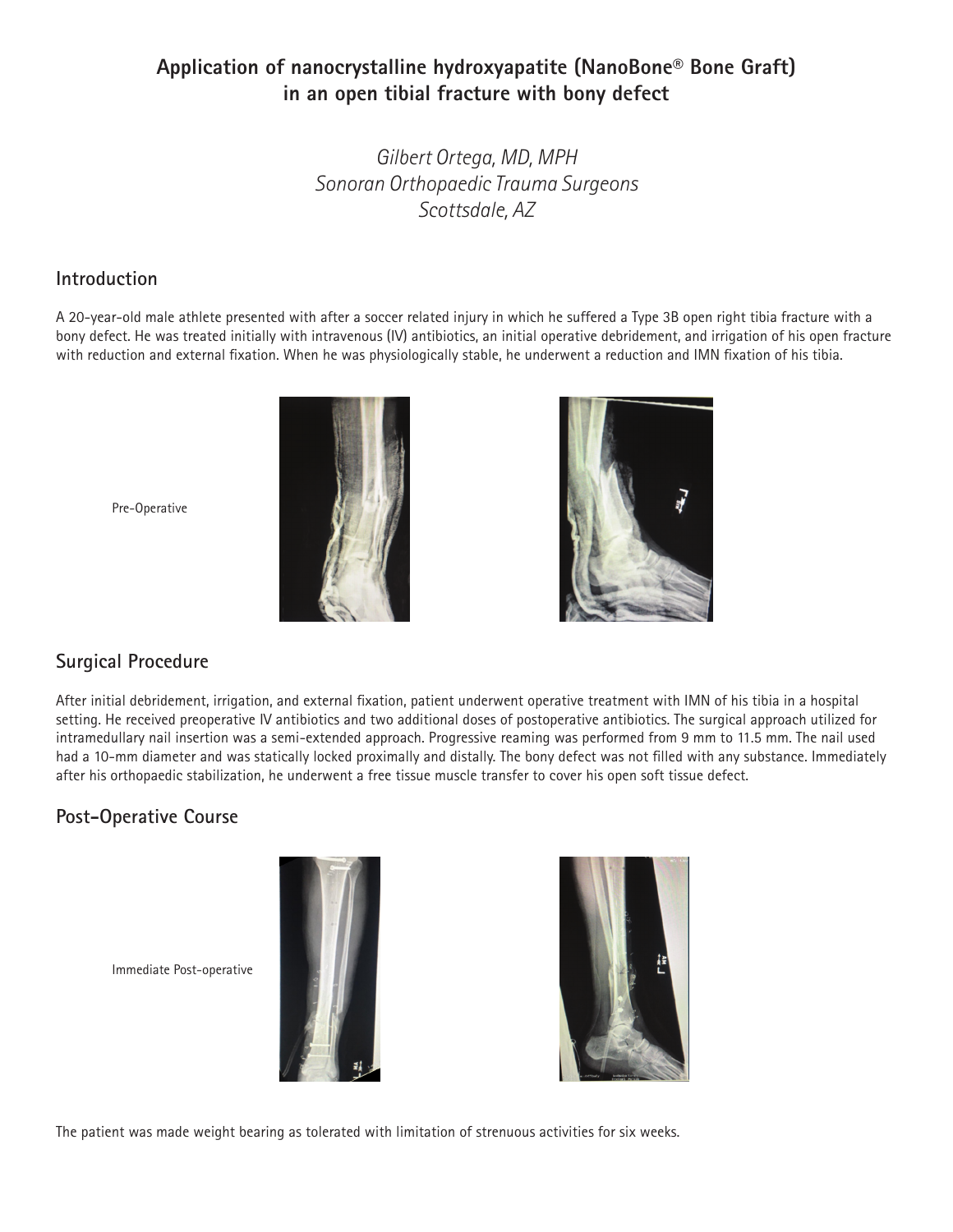# Application of nanocrystalline hydroxyapatite (NanoBone® Bone Graft) in an open tibial fracture with bony defect

*Gilbert Ortega, MD, MPH*
*Sonoran Orthopaedic Trauma Surgeons*
*Scottsdale, AZ*

## Introduction

A 20-year-old male athlete presented with after a soccer related injury in which he suffered a Type 3B open right tibia fracture with a bony defect. He was treated initially with intravenous (IV) antibiotics, an initial operative debridement, and irrigation of his open fracture with reduction and external fixation. When he was physiologically stable, he underwent a reduction and IMN fixation of his tibia.

Pre-Operative

## Surgical Procedure

After initial debridement, irrigation, and external fixation, patient underwent operative treatment with IMN of his tibia in a hospital setting. He received preoperative IV antibiotics and two additional doses of postoperative antibiotics. The surgical approach utilized for intramedullary nail insertion was a semi-extended approach. Progressive reaming was performed from 9 mm to 11.5 mm. The nail used had a 10-mm diameter and was statically locked proximally and distally. The bony defect was not filled with any substance. Immediately after his orthopaedic stabilization, he underwent a free tissue muscle transfer to cover his open soft tissue defect.

## Post-Operative Course

Immediate Post-operative

The patient was made weight bearing as tolerated with limitation of strenuous activities for six weeks.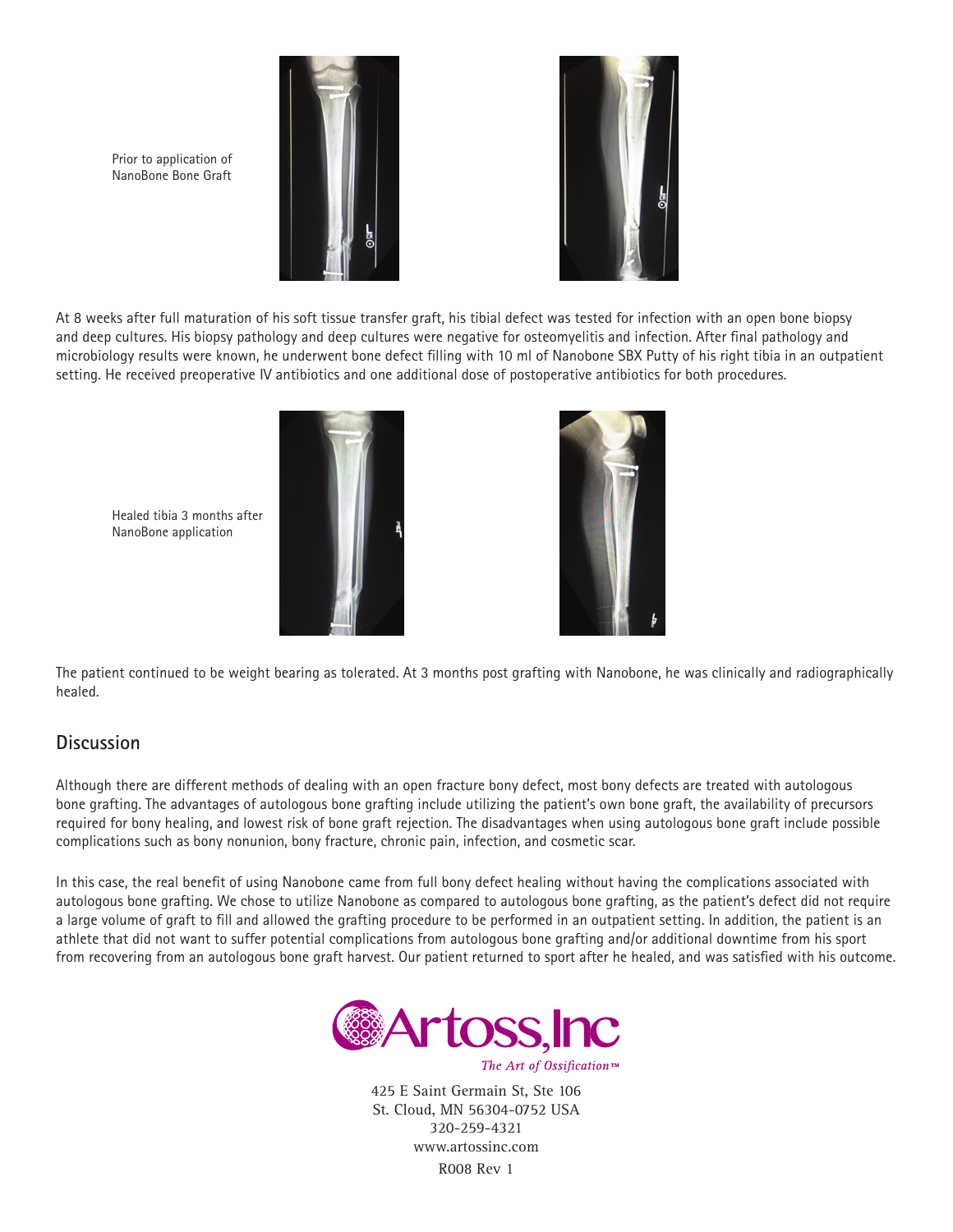Prior to application of NanoBone Bone Graft

At 8 weeks after full maturation of his soft tissue transfer graft, his tibial defect was tested for infection with an open bone biopsy and deep cultures. His biopsy pathology and deep cultures were negative for osteomyelitis and infection. After final pathology and microbiology results were known, he underwent bone defect filling with 10 ml of Nanobone SBX Putty of his right tibia in an outpatient setting. He received preoperative IV antibiotics and one additional dose of postoperative antibiotics for both procedures.

Healed tibia 3 months after NanoBone application

The patient continued to be weight bearing as tolerated. At 3 months post grafting with Nanobone, he was clinically and radiographically healed.

## Discussion

Although there are different methods of dealing with an open fracture bony defect, most bony defects are treated with autologous bone grafting. The advantages of autologous bone grafting include utilizing the patient's own bone graft, the availability of precursors required for bony healing, and lowest risk of bone graft rejection. The disadvantages when using autologous bone graft include possible complications such as bony nonunion, bony fracture, chronic pain, infection, and cosmetic scar.

In this case, the real benefit of using Nanobone came from full bony defect healing without having the complications associated with autologous bone grafting. We chose to utilize Nanobone as compared to autologous bone grafting, as the patient's defect did not require a large volume of graft to fill and allowed the grafting procedure to be performed in an outpatient setting. In addition, the patient is an athlete that did not want to suffer potential complications from autologous bone grafting and/or additional downtime from his sport from recovering from an autologous bone graft harvest. Our patient returned to sport after he healed, and was satisfied with his outcome.

Artoss, Inc

*The Art of Ossification™*

425 E Saint Germain St, Ste 106
St. Cloud, MN 56304-0752 USA
320-259-4321
www.artossinc.com

R008 Rev 1